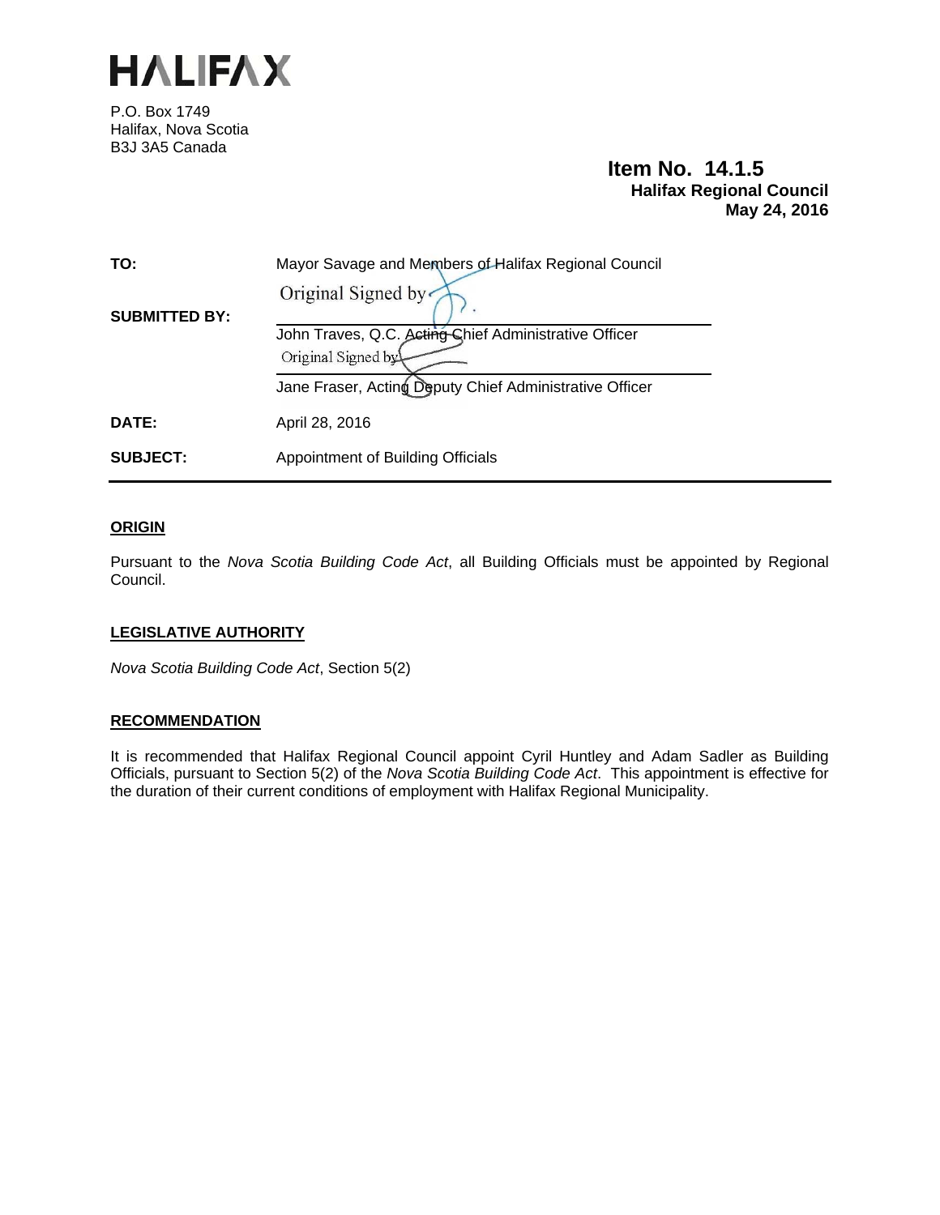# HALIFAX

P.O. Box 1749
Halifax, Nova Scotia
B3J 3A5 Canada

**Item No. 14.1.5**
**Halifax Regional Council**
**May 24, 2016**

| | |
|---|---|
| **TO:** | Mayor Savage and Members of Halifax Regional Council |
| **SUBMITTED BY:** | Original Signed by<br>John Traves, Q.C. Acting Chief Administrative Officer<br>Original Signed by<br>Jane Fraser, Acting Deputy Chief Administrative Officer |
| **DATE:** | April 28, 2016 |
| **SUBJECT:** | Appointment of Building Officials |

## ORIGIN

Pursuant to the *Nova Scotia Building Code Act*, all Building Officials must be appointed by Regional Council.

## LEGISLATIVE AUTHORITY

*Nova Scotia Building Code Act*, Section 5(2)

## RECOMMENDATION

It is recommended that Halifax Regional Council appoint Cyril Huntley and Adam Sadler as Building Officials, pursuant to Section 5(2) of the *Nova Scotia Building Code Act*. This appointment is effective for the duration of their current conditions of employment with Halifax Regional Municipality.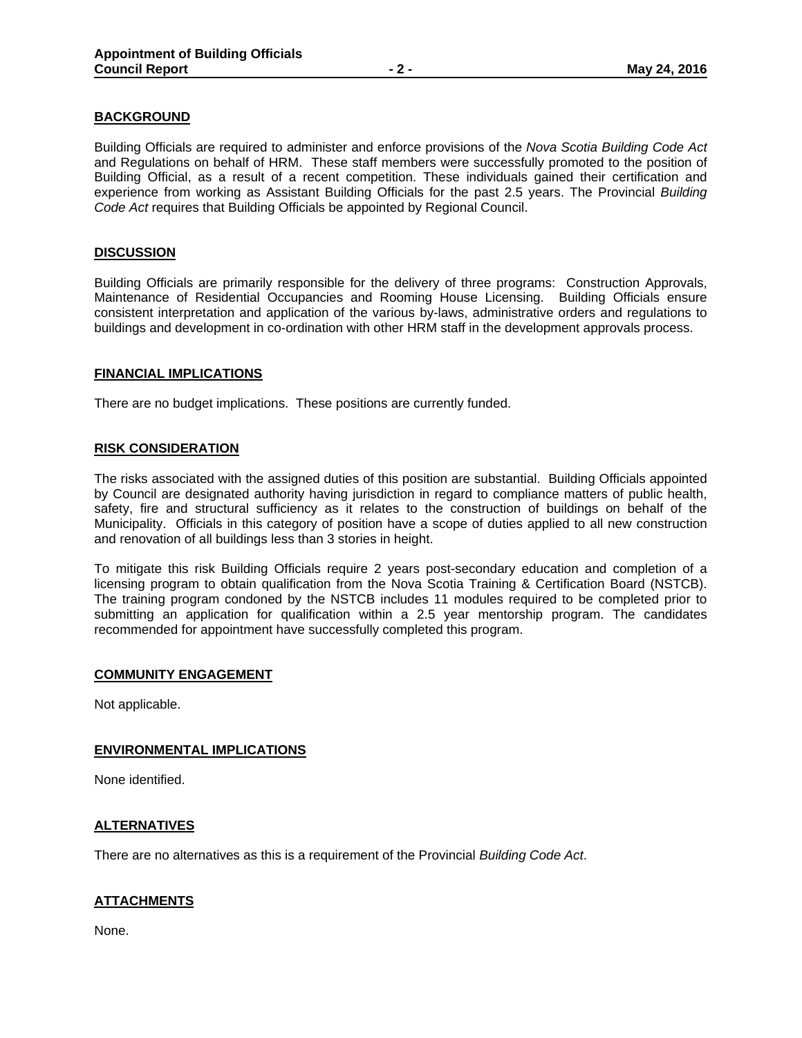## BACKGROUND

Building Officials are required to administer and enforce provisions of the *Nova Scotia Building Code Act* and Regulations on behalf of HRM. These staff members were successfully promoted to the position of Building Official, as a result of a recent competition. These individuals gained their certification and experience from working as Assistant Building Officials for the past 2.5 years. The Provincial *Building Code Act* requires that Building Officials be appointed by Regional Council.

## DISCUSSION

Building Officials are primarily responsible for the delivery of three programs: Construction Approvals, Maintenance of Residential Occupancies and Rooming House Licensing. Building Officials ensure consistent interpretation and application of the various by-laws, administrative orders and regulations to buildings and development in co-ordination with other HRM staff in the development approvals process.

## FINANCIAL IMPLICATIONS

There are no budget implications. These positions are currently funded.

## RISK CONSIDERATION

The risks associated with the assigned duties of this position are substantial. Building Officials appointed by Council are designated authority having jurisdiction in regard to compliance matters of public health, safety, fire and structural sufficiency as it relates to the construction of buildings on behalf of the Municipality. Officials in this category of position have a scope of duties applied to all new construction and renovation of all buildings less than 3 stories in height.

To mitigate this risk Building Officials require 2 years post-secondary education and completion of a licensing program to obtain qualification from the Nova Scotia Training & Certification Board (NSTCB). The training program condoned by the NSTCB includes 11 modules required to be completed prior to submitting an application for qualification within a 2.5 year mentorship program. The candidates recommended for appointment have successfully completed this program.

## COMMUNITY ENGAGEMENT

Not applicable.

## ENVIRONMENTAL IMPLICATIONS

None identified.

## ALTERNATIVES

There are no alternatives as this is a requirement of the Provincial *Building Code Act*.

## ATTACHMENTS

None.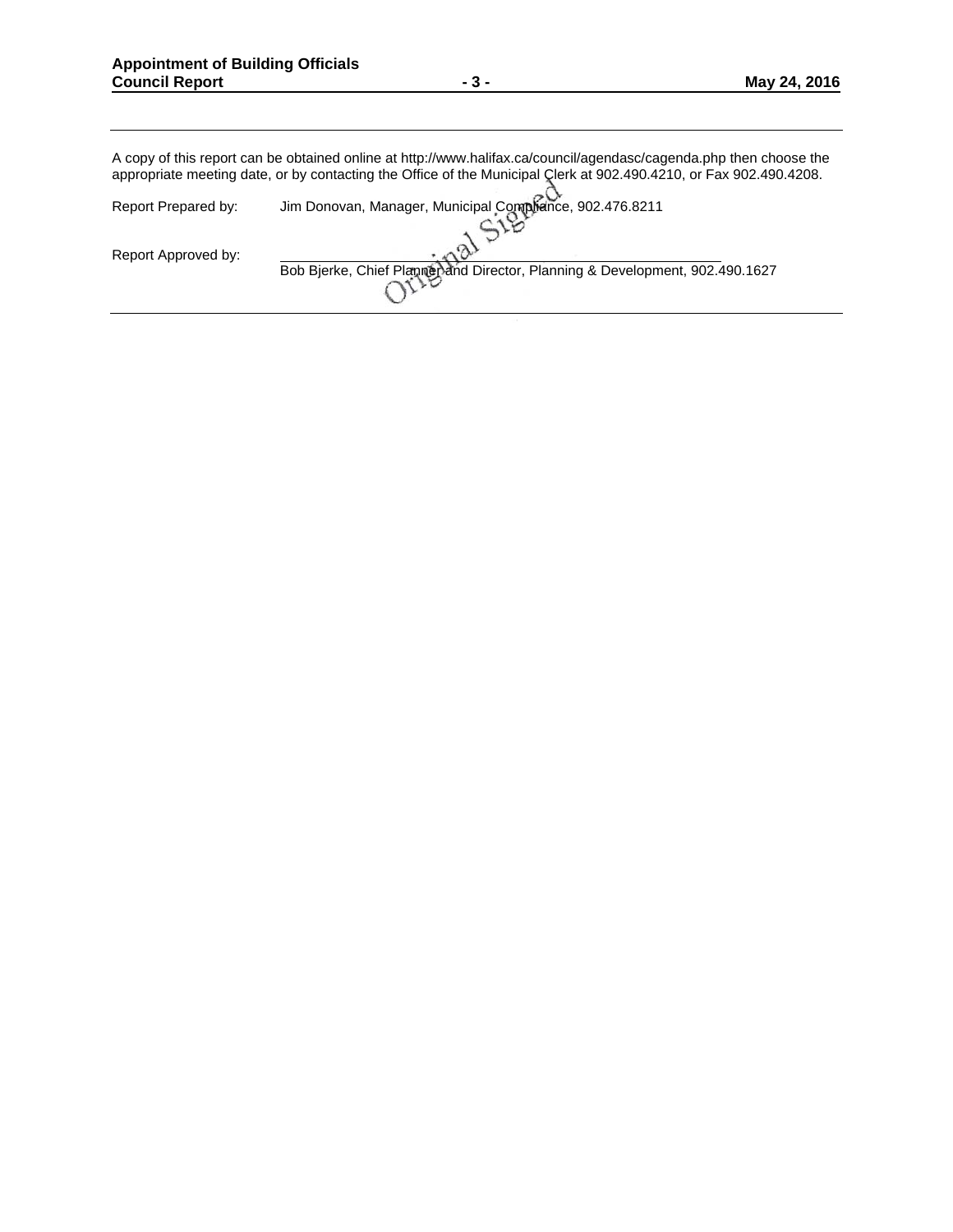A copy of this report can be obtained online at http://www.halifax.ca/council/agendasc/cagenda.php then choose the appropriate meeting date, or by contacting the Office of the Municipal Clerk at 902.490.4210, or Fax 902.490.4208.

Report Prepared by: Jim Donovan, Manager, Municipal Compliance, 902.476.8211

Report Approved by: Original Signed

Bob Bjerke, Chief Planner and Director, Planning & Development, 902.490.1627